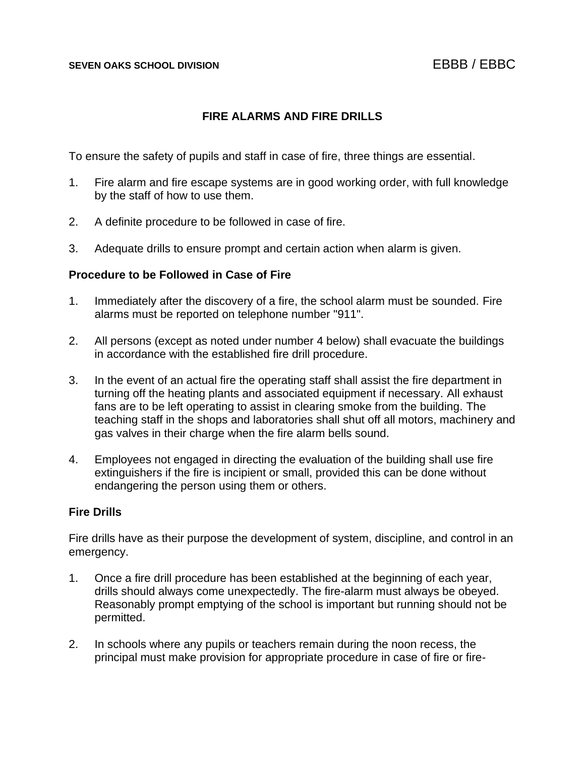SEVEN OAKS SCHOOL DIVISION — EBBB / EBBC

# FIRE ALARMS AND FIRE DRILLS

To ensure the safety of pupils and staff in case of fire, three things are essential.

1. Fire alarm and fire escape systems are in good working order, with full knowledge by the staff of how to use them.

2. A definite procedure to be followed in case of fire.

3. Adequate drills to ensure prompt and certain action when alarm is given.

## Procedure to be Followed in Case of Fire

1. Immediately after the discovery of a fire, the school alarm must be sounded. Fire alarms must be reported on telephone number "911".

2. All persons (except as noted under number 4 below) shall evacuate the buildings in accordance with the established fire drill procedure.

3. In the event of an actual fire the operating staff shall assist the fire department in turning off the heating plants and associated equipment if necessary. All exhaust fans are to be left operating to assist in clearing smoke from the building. The teaching staff in the shops and laboratories shall shut off all motors, machinery and gas valves in their charge when the fire alarm bells sound.

4. Employees not engaged in directing the evaluation of the building shall use fire extinguishers if the fire is incipient or small, provided this can be done without endangering the person using them or others.

## Fire Drills

Fire drills have as their purpose the development of system, discipline, and control in an emergency.

1. Once a fire drill procedure has been established at the beginning of each year, drills should always come unexpectedly. The fire-alarm must always be obeyed. Reasonably prompt emptying of the school is important but running should not be permitted.

2. In schools where any pupils or teachers remain during the noon recess, the principal must make provision for appropriate procedure in case of fire or fire-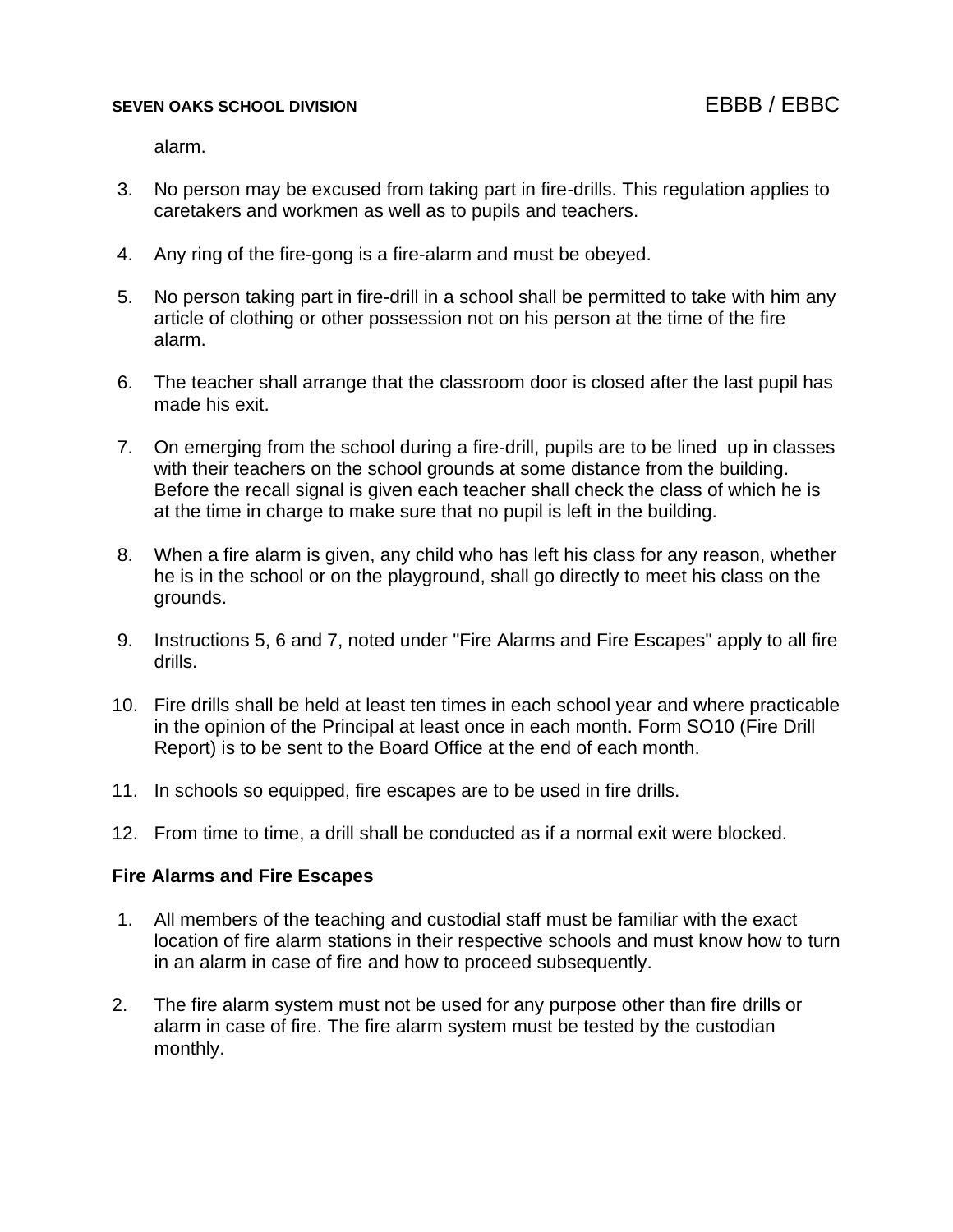alarm.

3. No person may be excused from taking part in fire-drills. This regulation applies to caretakers and workmen as well as to pupils and teachers.

4. Any ring of the fire-gong is a fire-alarm and must be obeyed.

5. No person taking part in fire-drill in a school shall be permitted to take with him any article of clothing or other possession not on his person at the time of the fire alarm.

6. The teacher shall arrange that the classroom door is closed after the last pupil has made his exit.

7. On emerging from the school during a fire-drill, pupils are to be lined up in classes with their teachers on the school grounds at some distance from the building. Before the recall signal is given each teacher shall check the class of which he is at the time in charge to make sure that no pupil is left in the building.

8. When a fire alarm is given, any child who has left his class for any reason, whether he is in the school or on the playground, shall go directly to meet his class on the grounds.

9. Instructions 5, 6 and 7, noted under "Fire Alarms and Fire Escapes" apply to all fire drills.

10. Fire drills shall be held at least ten times in each school year and where practicable in the opinion of the Principal at least once in each month. Form SO10 (Fire Drill Report) is to be sent to the Board Office at the end of each month.

11. In schools so equipped, fire escapes are to be used in fire drills.

12. From time to time, a drill shall be conducted as if a normal exit were blocked.

**Fire Alarms and Fire Escapes**

1. All members of the teaching and custodial staff must be familiar with the exact location of fire alarm stations in their respective schools and must know how to turn in an alarm in case of fire and how to proceed subsequently.

2. The fire alarm system must not be used for any purpose other than fire drills or alarm in case of fire. The fire alarm system must be tested by the custodian monthly.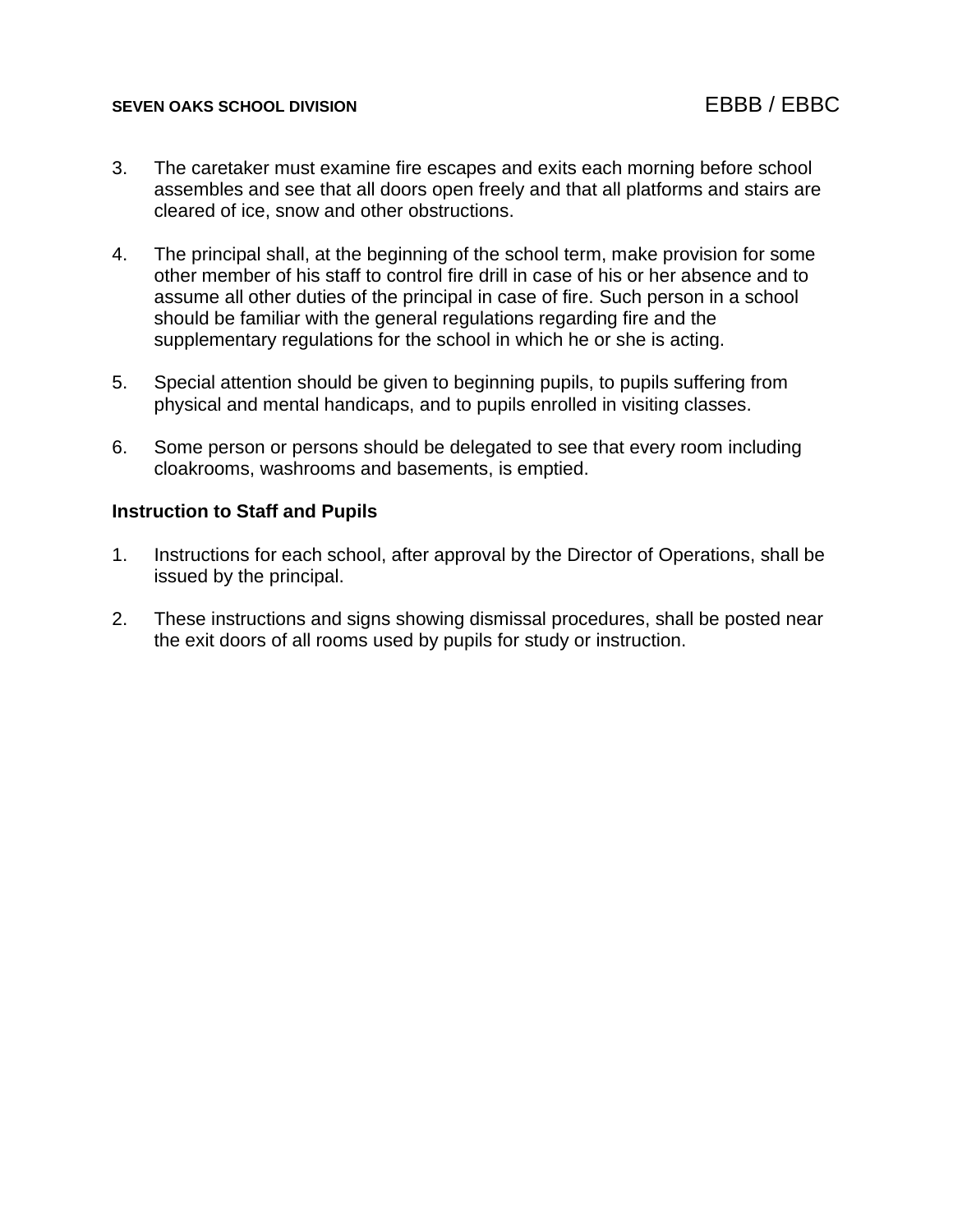3. The caretaker must examine fire escapes and exits each morning before school assembles and see that all doors open freely and that all platforms and stairs are cleared of ice, snow and other obstructions.

4. The principal shall, at the beginning of the school term, make provision for some other member of his staff to control fire drill in case of his or her absence and to assume all other duties of the principal in case of fire. Such person in a school should be familiar with the general regulations regarding fire and the supplementary regulations for the school in which he or she is acting.

5. Special attention should be given to beginning pupils, to pupils suffering from physical and mental handicaps, and to pupils enrolled in visiting classes.

6. Some person or persons should be delegated to see that every room including cloakrooms, washrooms and basements, is emptied.

**Instruction to Staff and Pupils**

1. Instructions for each school, after approval by the Director of Operations, shall be issued by the principal.

2. These instructions and signs showing dismissal procedures, shall be posted near the exit doors of all rooms used by pupils for study or instruction.